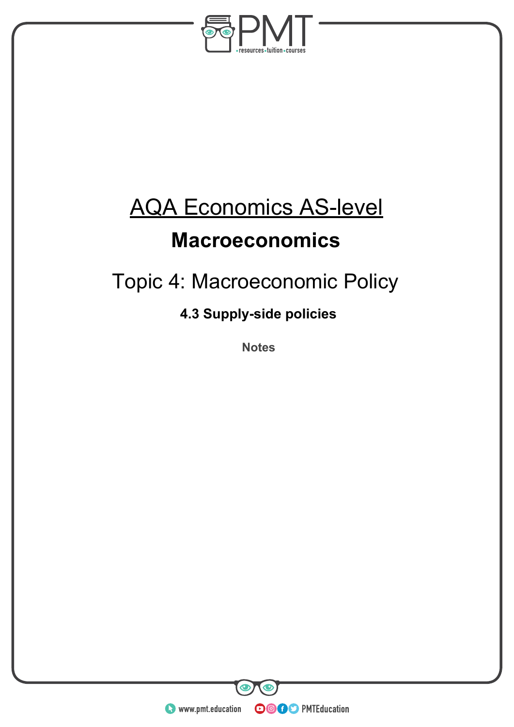# AQA Economics AS-level

## Macroeconomics

Topic 4: Macroeconomic Policy

### 4.3 Supply-side policies

**Notes**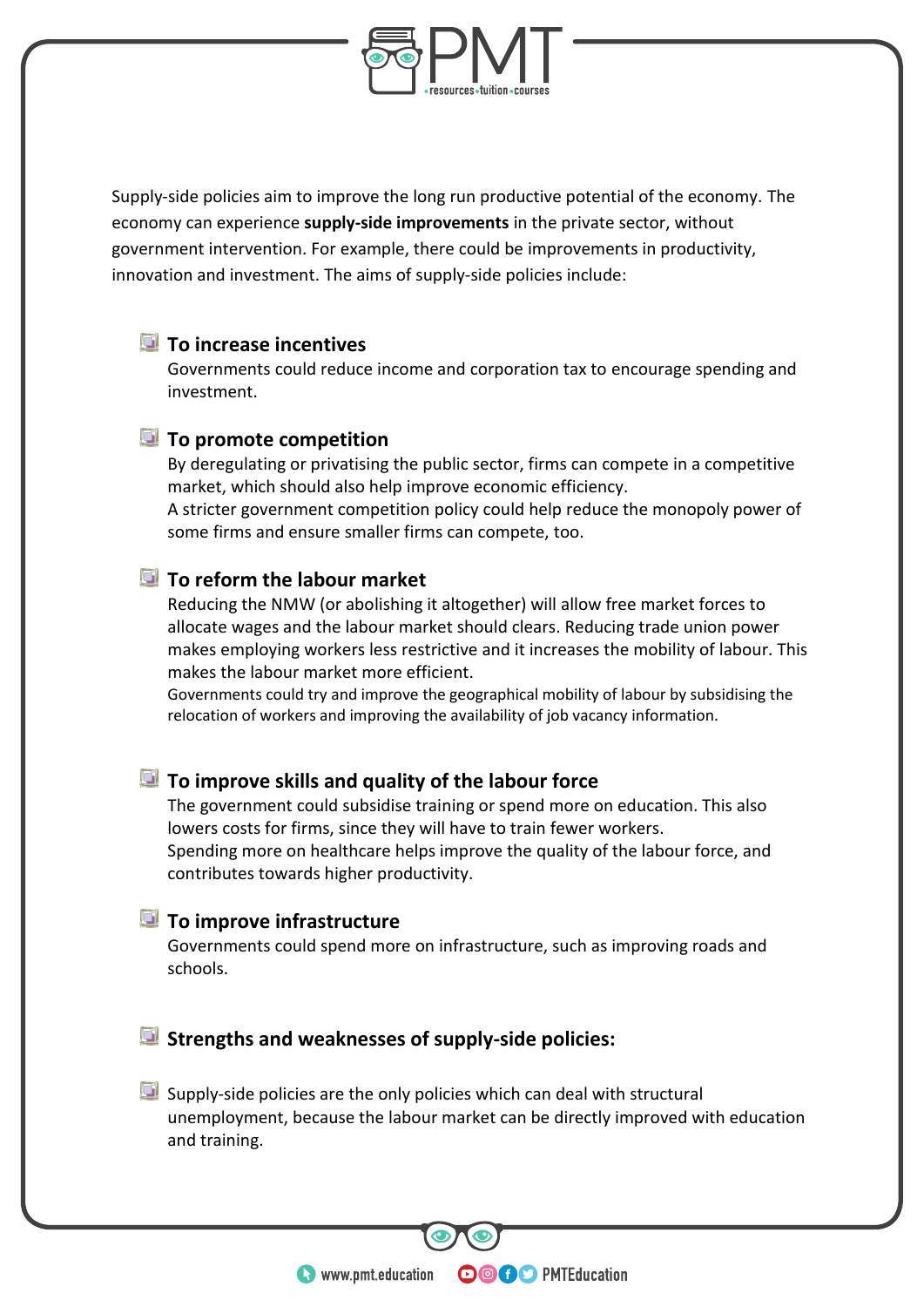Supply-side policies aim to improve the long run productive potential of the economy. The economy can experience **supply-side improvements** in the private sector, without government intervention. For example, there could be improvements in productivity, innovation and investment. The aims of supply-side policies include:

- **To increase incentives**

  Governments could reduce income and corporation tax to encourage spending and investment.

- **To promote competition**

  By deregulating or privatising the public sector, firms can compete in a competitive market, which should also help improve economic efficiency.

  A stricter government competition policy could help reduce the monopoly power of some firms and ensure smaller firms can compete, too.

- **To reform the labour market**

  Reducing the NMW (or abolishing it altogether) will allow free market forces to allocate wages and the labour market should clears. Reducing trade union power makes employing workers less restrictive and it increases the mobility of labour. This makes the labour market more efficient.

  Governments could try and improve the geographical mobility of labour by subsidising the relocation of workers and improving the availability of job vacancy information.

- **To improve skills and quality of the labour force**

  The government could subsidise training or spend more on education. This also lowers costs for firms, since they will have to train fewer workers.

  Spending more on healthcare helps improve the quality of the labour force, and contributes towards higher productivity.

- **To improve infrastructure**

  Governments could spend more on infrastructure, such as improving roads and schools.

- **Strengths and weaknesses of supply-side policies:**

- Supply-side policies are the only policies which can deal with structural unemployment, because the labour market can be directly improved with education and training.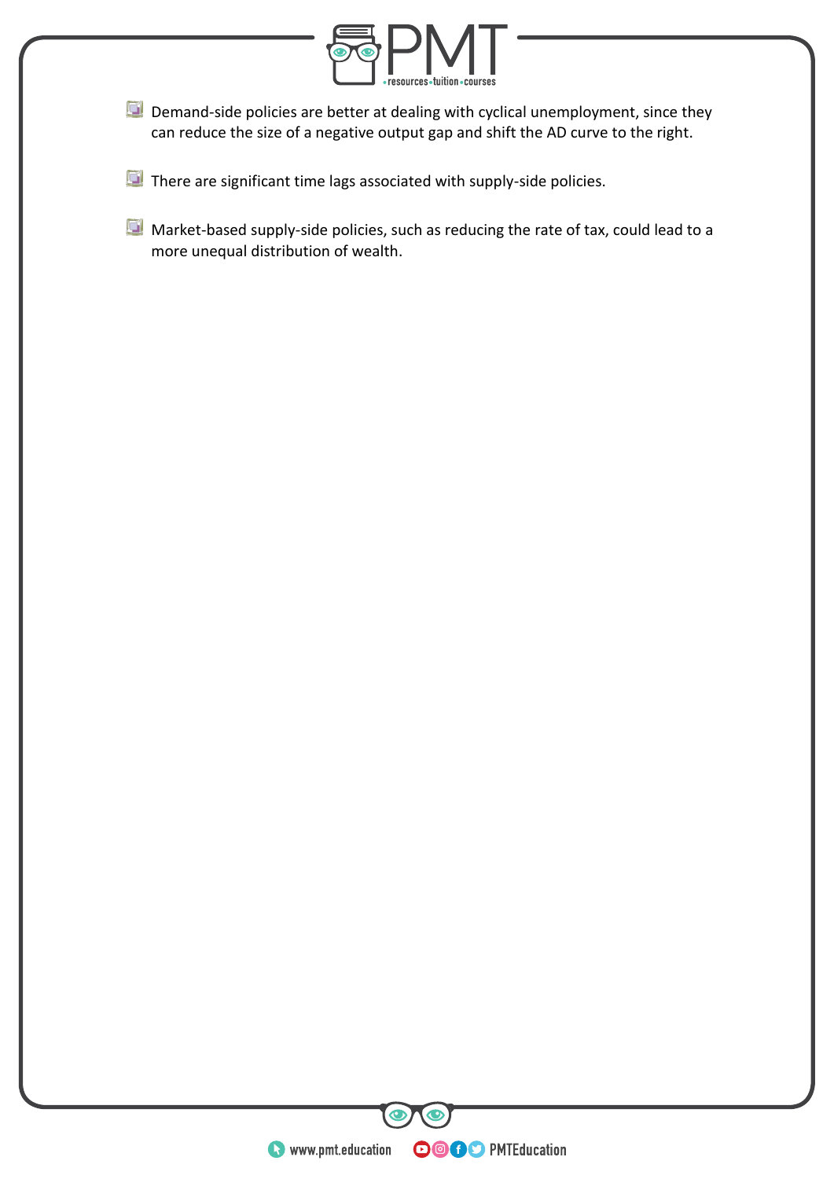- Demand-side policies are better at dealing with cyclical unemployment, since they can reduce the size of a negative output gap and shift the AD curve to the right.
- There are significant time lags associated with supply-side policies.
- Market-based supply-side policies, such as reducing the rate of tax, could lead to a more unequal distribution of wealth.